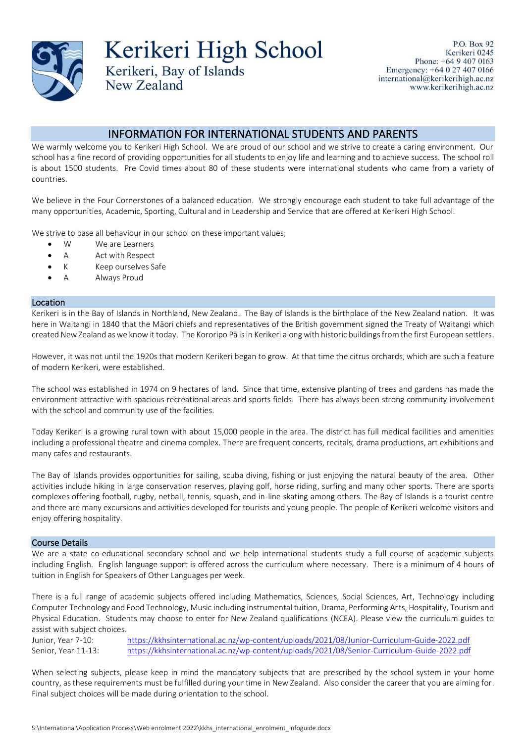# Kerikeri High School

Kerikeri, Bay of Islands
New Zealand

P.O. Box 92
Kerikeri 0245
Phone: +64 9 407 0163
Emergency: +64 0 27 407 0166
international@kerikerihigh.ac.nz
www.kerikerihigh.ac.nz

## INFORMATION FOR INTERNATIONAL STUDENTS AND PARENTS

We warmly welcome you to Kerikeri High School. We are proud of our school and we strive to create a caring environment. Our school has a fine record of providing opportunities for all students to enjoy life and learning and to achieve success. The school roll is about 1500 students. Pre Covid times about 80 of these students were international students who came from a variety of countries.

We believe in the Four Cornerstones of a balanced education. We strongly encourage each student to take full advantage of the many opportunities, Academic, Sporting, Cultural and in Leadership and Service that are offered at Kerikeri High School.

We strive to base all behaviour in our school on these important values;

- W We are Learners
- A Act with Respect
- K Keep ourselves Safe
- A Always Proud

## Location

Kerikeri is in the Bay of Islands in Northland, New Zealand. The Bay of Islands is the birthplace of the New Zealand nation. It was here in Waitangi in 1840 that the Māori chiefs and representatives of the British government signed the Treaty of Waitangi which created New Zealand as we know it today. The Kororipo Pā is in Kerikeri along with historic buildings from the first European settlers.

However, it was not until the 1920s that modern Kerikeri began to grow. At that time the citrus orchards, which are such a feature of modern Kerikeri, were established.

The school was established in 1974 on 9 hectares of land. Since that time, extensive planting of trees and gardens has made the environment attractive with spacious recreational areas and sports fields. There has always been strong community involvement with the school and community use of the facilities.

Today Kerikeri is a growing rural town with about 15,000 people in the area. The district has full medical facilities and amenities including a professional theatre and cinema complex. There are frequent concerts, recitals, drama productions, art exhibitions and many cafes and restaurants.

The Bay of Islands provides opportunities for sailing, scuba diving, fishing or just enjoying the natural beauty of the area. Other activities include hiking in large conservation reserves, playing golf, horse riding, surfing and many other sports. There are sports complexes offering football, rugby, netball, tennis, squash, and in-line skating among others. The Bay of Islands is a tourist centre and there are many excursions and activities developed for tourists and young people. The people of Kerikeri welcome visitors and enjoy offering hospitality.

## Course Details

We are a state co-educational secondary school and we help international students study a full course of academic subjects including English. English language support is offered across the curriculum where necessary. There is a minimum of 4 hours of tuition in English for Speakers of Other Languages per week.

There is a full range of academic subjects offered including Mathematics, Sciences, Social Sciences, Art, Technology including Computer Technology and Food Technology, Music including instrumental tuition, Drama, Performing Arts, Hospitality, Tourism and Physical Education. Students may choose to enter for New Zealand qualifications (NCEA). Please view the curriculum guides to assist with subject choices.

Junior, Year 7-10: https://kkhsinternational.ac.nz/wp-content/uploads/2021/08/Junior-Curriculum-Guide-2022.pdf
Senior, Year 11-13: https://kkhsinternational.ac.nz/wp-content/uploads/2021/08/Senior-Curriculum-Guide-2022.pdf

When selecting subjects, please keep in mind the mandatory subjects that are prescribed by the school system in your home country, as these requirements must be fulfilled during your time in New Zealand. Also consider the career that you are aiming for. Final subject choices will be made during orientation to the school.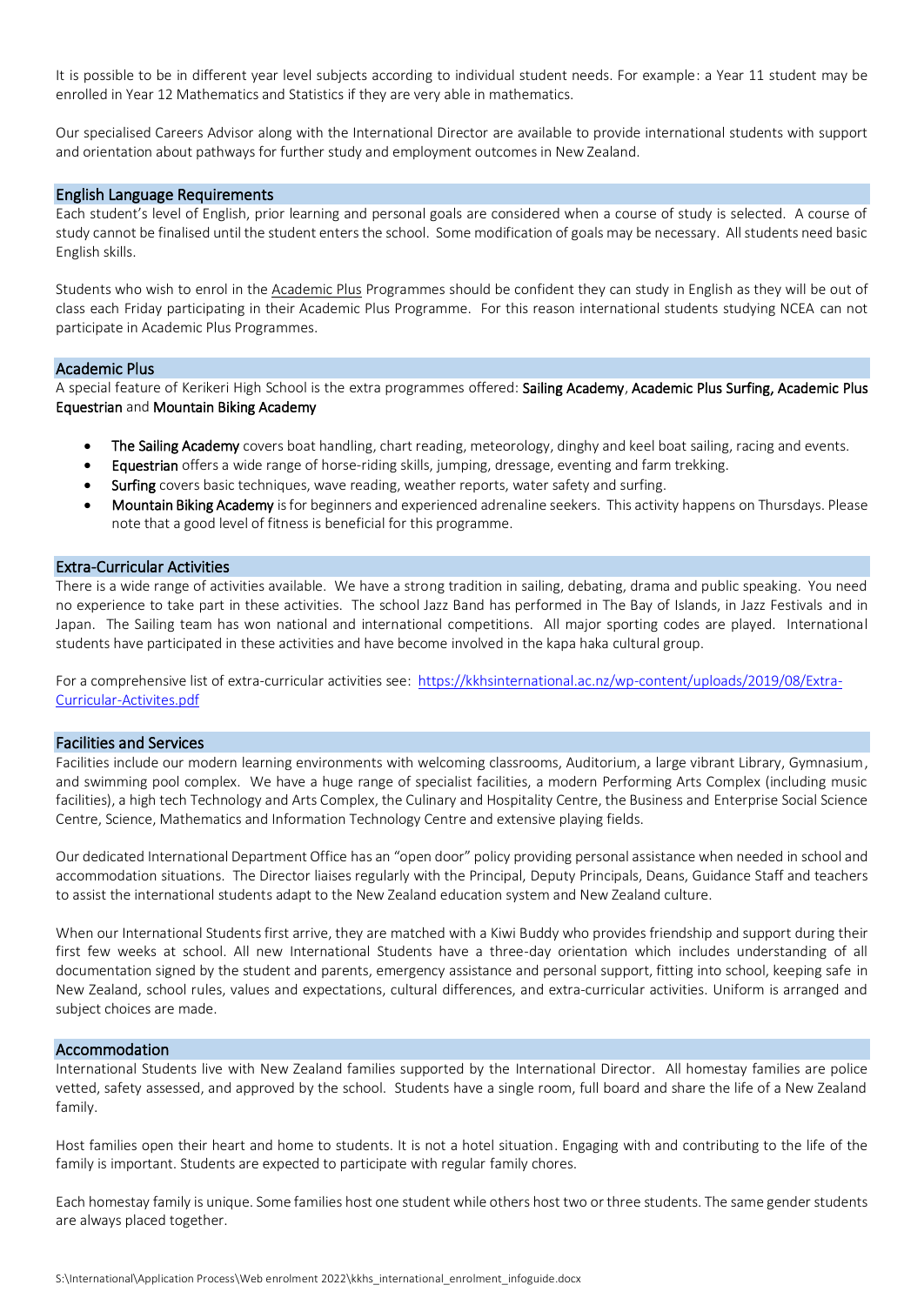It is possible to be in different year level subjects according to individual student needs. For example: a Year 11 student may be enrolled in Year 12 Mathematics and Statistics if they are very able in mathematics.

Our specialised Careers Advisor along with the International Director are available to provide international students with support and orientation about pathways for further study and employment outcomes in New Zealand.

## English Language Requirements

Each student's level of English, prior learning and personal goals are considered when a course of study is selected. A course of study cannot be finalised until the student enters the school. Some modification of goals may be necessary. All students need basic English skills.

Students who wish to enrol in the Academic Plus Programmes should be confident they can study in English as they will be out of class each Friday participating in their Academic Plus Programme. For this reason international students studying NCEA can not participate in Academic Plus Programmes.

## Academic Plus

A special feature of Kerikeri High School is the extra programmes offered: **Sailing Academy**, **Academic Plus Surfing, Academic Plus Equestrian** and **Mountain Biking Academy**

- **The Sailing Academy** covers boat handling, chart reading, meteorology, dinghy and keel boat sailing, racing and events.
- **Equestrian** offers a wide range of horse-riding skills, jumping, dressage, eventing and farm trekking.
- **Surfing** covers basic techniques, wave reading, weather reports, water safety and surfing.
- **Mountain Biking Academy** is for beginners and experienced adrenaline seekers. This activity happens on Thursdays. Please note that a good level of fitness is beneficial for this programme.

## Extra-Curricular Activities

There is a wide range of activities available. We have a strong tradition in sailing, debating, drama and public speaking. You need no experience to take part in these activities. The school Jazz Band has performed in The Bay of Islands, in Jazz Festivals and in Japan. The Sailing team has won national and international competitions. All major sporting codes are played. International students have participated in these activities and have become involved in the kapa haka cultural group.

For a comprehensive list of extra-curricular activities see: https://kkhsinternational.ac.nz/wp-content/uploads/2019/08/Extra-Curricular-Activites.pdf

## Facilities and Services

Facilities include our modern learning environments with welcoming classrooms, Auditorium, a large vibrant Library, Gymnasium, and swimming pool complex. We have a huge range of specialist facilities, a modern Performing Arts Complex (including music facilities), a high tech Technology and Arts Complex, the Culinary and Hospitality Centre, the Business and Enterprise Social Science Centre, Science, Mathematics and Information Technology Centre and extensive playing fields.

Our dedicated International Department Office has an "open door" policy providing personal assistance when needed in school and accommodation situations. The Director liaises regularly with the Principal, Deputy Principals, Deans, Guidance Staff and teachers to assist the international students adapt to the New Zealand education system and New Zealand culture.

When our International Students first arrive, they are matched with a Kiwi Buddy who provides friendship and support during their first few weeks at school. All new International Students have a three-day orientation which includes understanding of all documentation signed by the student and parents, emergency assistance and personal support, fitting into school, keeping safe in New Zealand, school rules, values and expectations, cultural differences, and extra-curricular activities. Uniform is arranged and subject choices are made.

## Accommodation

International Students live with New Zealand families supported by the International Director. All homestay families are police vetted, safety assessed, and approved by the school. Students have a single room, full board and share the life of a New Zealand family.

Host families open their heart and home to students. It is not a hotel situation. Engaging with and contributing to the life of the family is important. Students are expected to participate with regular family chores.

Each homestay family is unique. Some families host one student while others host two or three students. The same gender students are always placed together.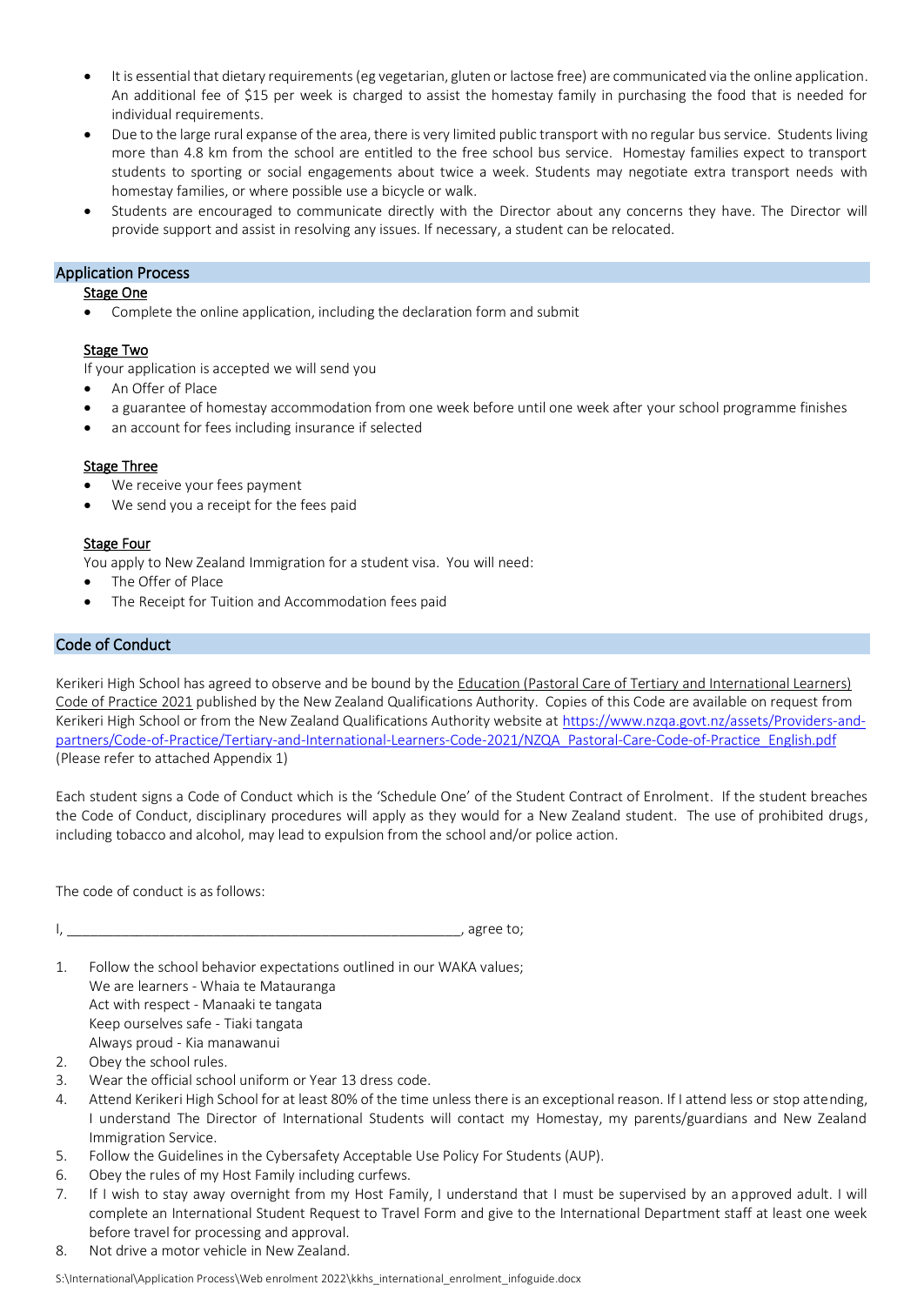- It is essential that dietary requirements (eg vegetarian, gluten or lactose free) are communicated via the online application. An additional fee of $15 per week is charged to assist the homestay family in purchasing the food that is needed for individual requirements.
- Due to the large rural expanse of the area, there is very limited public transport with no regular bus service. Students living more than 4.8 km from the school are entitled to the free school bus service. Homestay families expect to transport students to sporting or social engagements about twice a week. Students may negotiate extra transport needs with homestay families, or where possible use a bicycle or walk.
- Students are encouraged to communicate directly with the Director about any concerns they have. The Director will provide support and assist in resolving any issues. If necessary, a student can be relocated.

## Application Process

**Stage One**

- Complete the online application, including the declaration form and submit

**Stage Two**

If your application is accepted we will send you

- An Offer of Place
- a guarantee of homestay accommodation from one week before until one week after your school programme finishes
- an account for fees including insurance if selected

**Stage Three**

- We receive your fees payment
- We send you a receipt for the fees paid

**Stage Four**

You apply to New Zealand Immigration for a student visa. You will need:

- The Offer of Place
- The Receipt for Tuition and Accommodation fees paid

## Code of Conduct

Kerikeri High School has agreed to observe and be bound by the Education (Pastoral Care of Tertiary and International Learners) Code of Practice 2021 published by the New Zealand Qualifications Authority. Copies of this Code are available on request from Kerikeri High School or from the New Zealand Qualifications Authority website at https://www.nzqa.govt.nz/assets/Providers-and-partners/Code-of-Practice/Tertiary-and-International-Learners-Code-2021/NZQA_Pastoral-Care-Code-of-Practice_English.pdf (Please refer to attached Appendix 1)

Each student signs a Code of Conduct which is the 'Schedule One' of the Student Contract of Enrolment. If the student breaches the Code of Conduct, disciplinary procedures will apply as they would for a New Zealand student. The use of prohibited drugs, including tobacco and alcohol, may lead to expulsion from the school and/or police action.

The code of conduct is as follows:

I, ____________________________________________________, agree to;

1. Follow the school behavior expectations outlined in our WAKA values;
   We are learners - Whaia te Matauranga
   Act with respect - Manaaki te tangata
   Keep ourselves safe - Tiaki tangata
   Always proud - Kia manawanui
2. Obey the school rules.
3. Wear the official school uniform or Year 13 dress code.
4. Attend Kerikeri High School for at least 80% of the time unless there is an exceptional reason. If I attend less or stop attending, I understand The Director of International Students will contact my Homestay, my parents/guardians and New Zealand Immigration Service.
5. Follow the Guidelines in the Cybersafety Acceptable Use Policy For Students (AUP).
6. Obey the rules of my Host Family including curfews.
7. If I wish to stay away overnight from my Host Family, I understand that I must be supervised by an approved adult. I will complete an International Student Request to Travel Form and give to the International Department staff at least one week before travel for processing and approval.
8. Not drive a motor vehicle in New Zealand.

S:\International\Application Process\Web enrolment 2022\kkhs_international_enrolment_infoguide.docx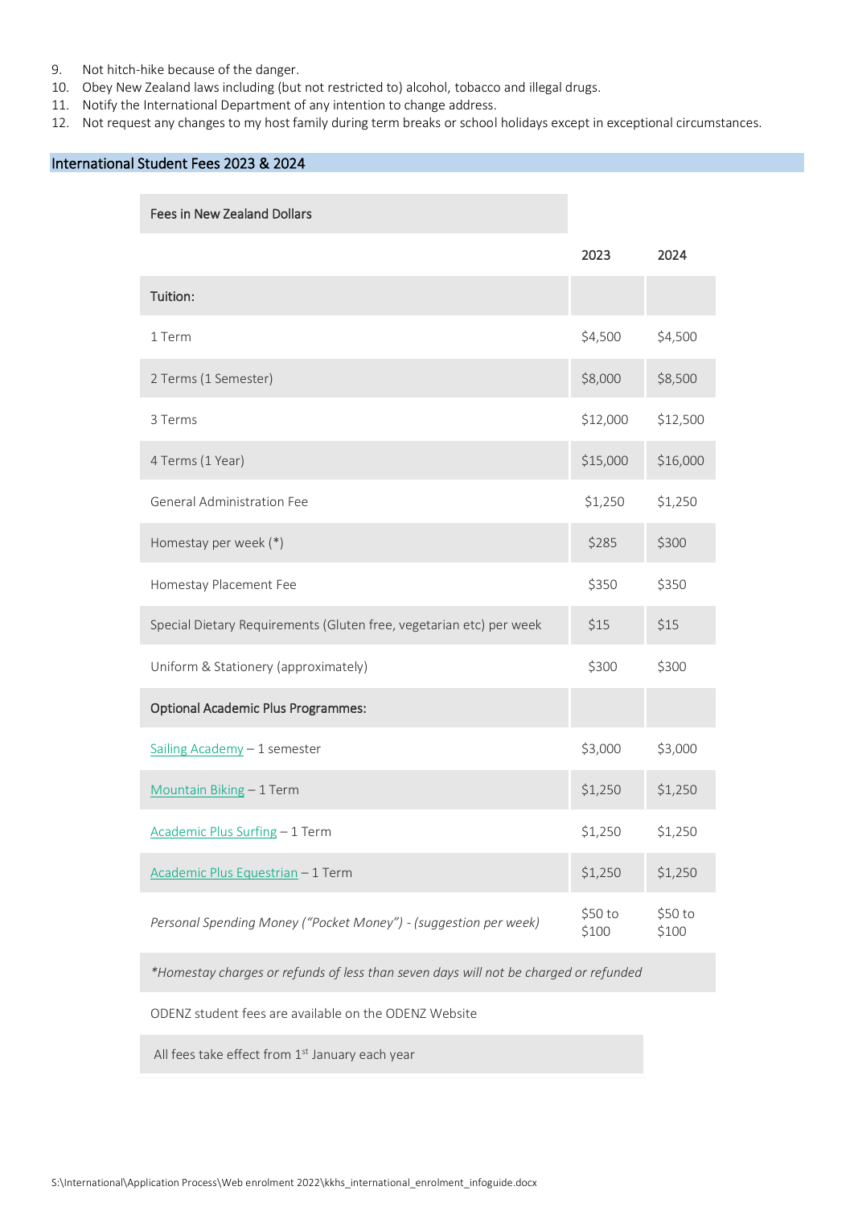9. Not hitch-hike because of the danger.
10. Obey New Zealand laws including (but not restricted to) alcohol, tobacco and illegal drugs.
11. Notify the International Department of any intention to change address.
12. Not request any changes to my host family during term breaks or school holidays except in exceptional circumstances.

## International Student Fees 2023 & 2024

| Fees in New Zealand Dollars | 2023 | 2024 |
|---|---|---|
| **Tuition:** | | |
| 1 Term | $4,500 | $4,500 |
| 2 Terms (1 Semester) | $8,000 | $8,500 |
| 3 Terms | $12,000 | $12,500 |
| 4 Terms (1 Year) | $15,000 | $16,000 |
| General Administration Fee | $1,250 | $1,250 |
| Homestay per week (*) | $285 | $300 |
| Homestay Placement Fee | $350 | $350 |
| Special Dietary Requirements (Gluten free, vegetarian etc) per week | $15 | $15 |
| Uniform & Stationery (approximately) | $300 | $300 |
| **Optional Academic Plus Programmes:** | | |
| Sailing Academy – 1 semester | $3,000 | $3,000 |
| Mountain Biking – 1 Term | $1,250 | $1,250 |
| Academic Plus Surfing – 1 Term | $1,250 | $1,250 |
| Academic Plus Equestrian – 1 Term | $1,250 | $1,250 |
| *Personal Spending Money ("Pocket Money") - (suggestion per week)* | $50 to $100 | $50 to $100 |

*\*Homestay charges or refunds of less than seven days will not be charged or refunded*

ODENZ student fees are available on the ODENZ Website

All fees take effect from 1st January each year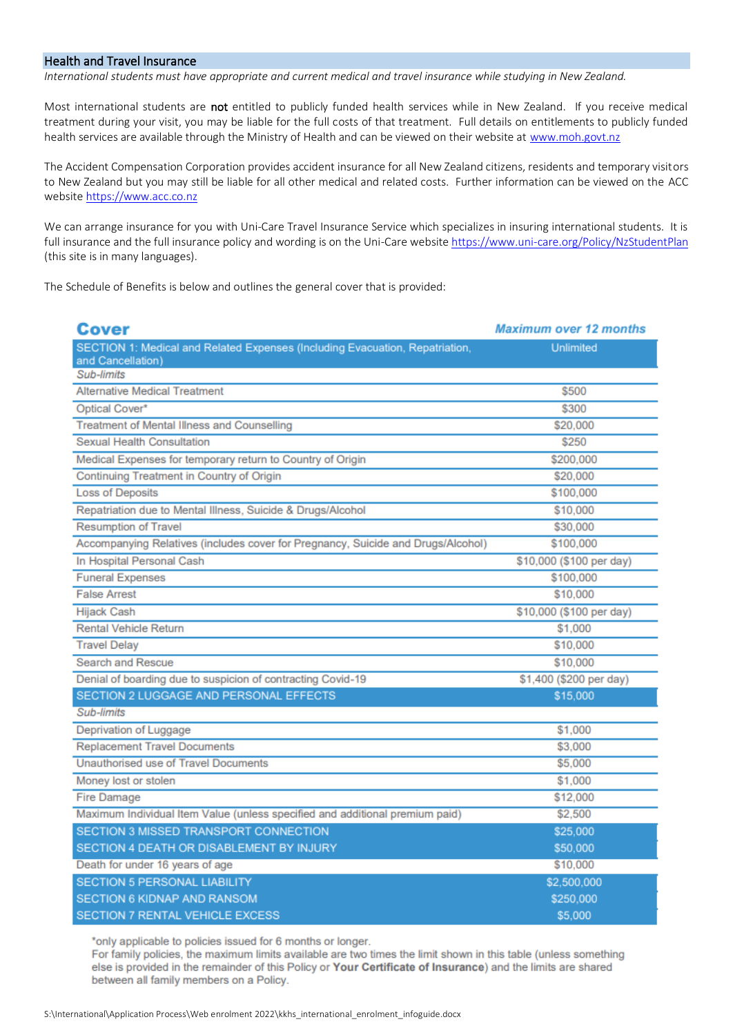## Health and Travel Insurance

*International students must have appropriate and current medical and travel insurance while studying in New Zealand.*

Most international students are **not** entitled to publicly funded health services while in New Zealand. If you receive medical treatment during your visit, you may be liable for the full costs of that treatment. Full details on entitlements to publicly funded health services are available through the Ministry of Health and can be viewed on their website at www.moh.govt.nz

The Accident Compensation Corporation provides accident insurance for all New Zealand citizens, residents and temporary visitors to New Zealand but you may still be liable for all other medical and related costs. Further information can be viewed on the ACC website https://www.acc.co.nz

We can arrange insurance for you with Uni-Care Travel Insurance Service which specializes in insuring international students. It is full insurance and the full insurance policy and wording is on the Uni-Care website https://www.uni-care.org/Policy/NzStudentPlan (this site is in many languages).

The Schedule of Benefits is below and outlines the general cover that is provided:

| Cover | Maximum over 12 months |
|---|---|
| SECTION 1: Medical and Related Expenses (Including Evacuation, Repatriation, and Cancellation) | Unlimited |
| *Sub-limits* | |
| Alternative Medical Treatment | $500 |
| Optical Cover* | $300 |
| Treatment of Mental Illness and Counselling | $20,000 |
| Sexual Health Consultation | $250 |
| Medical Expenses for temporary return to Country of Origin | $200,000 |
| Continuing Treatment in Country of Origin | $20,000 |
| Loss of Deposits | $100,000 |
| Repatriation due to Mental Illness, Suicide & Drugs/Alcohol | $10,000 |
| Resumption of Travel | $30,000 |
| Accompanying Relatives (includes cover for Pregnancy, Suicide and Drugs/Alcohol) | $100,000 |
| In Hospital Personal Cash | $10,000 ($100 per day) |
| Funeral Expenses | $100,000 |
| False Arrest | $10,000 |
| Hijack Cash | $10,000 ($100 per day) |
| Rental Vehicle Return | $1,000 |
| Travel Delay | $10,000 |
| Search and Rescue | $10,000 |
| Denial of boarding due to suspicion of contracting Covid-19 | $1,400 ($200 per day) |
| SECTION 2 LUGGAGE AND PERSONAL EFFECTS | $15,000 |
| *Sub-limits* | |
| Deprivation of Luggage | $1,000 |
| Replacement Travel Documents | $3,000 |
| Unauthorised use of Travel Documents | $5,000 |
| Money lost or stolen | $1,000 |
| Fire Damage | $12,000 |
| Maximum Individual Item Value (unless specified and additional premium paid) | $2,500 |
| SECTION 3 MISSED TRANSPORT CONNECTION | $25,000 |
| SECTION 4 DEATH OR DISABLEMENT BY INJURY | $50,000 |
| Death for under 16 years of age | $10,000 |
| SECTION 5 PERSONAL LIABILITY | $2,500,000 |
| SECTION 6 KIDNAP AND RANSOM | $250,000 |
| SECTION 7 RENTAL VEHICLE EXCESS | $5,000 |

*only applicable to policies issued for 6 months or longer.
For family policies, the maximum limits available are two times the limit shown in this table (unless something else is provided in the remainder of this Policy or **Your Certificate of Insurance**) and the limits are shared between all family members on a Policy.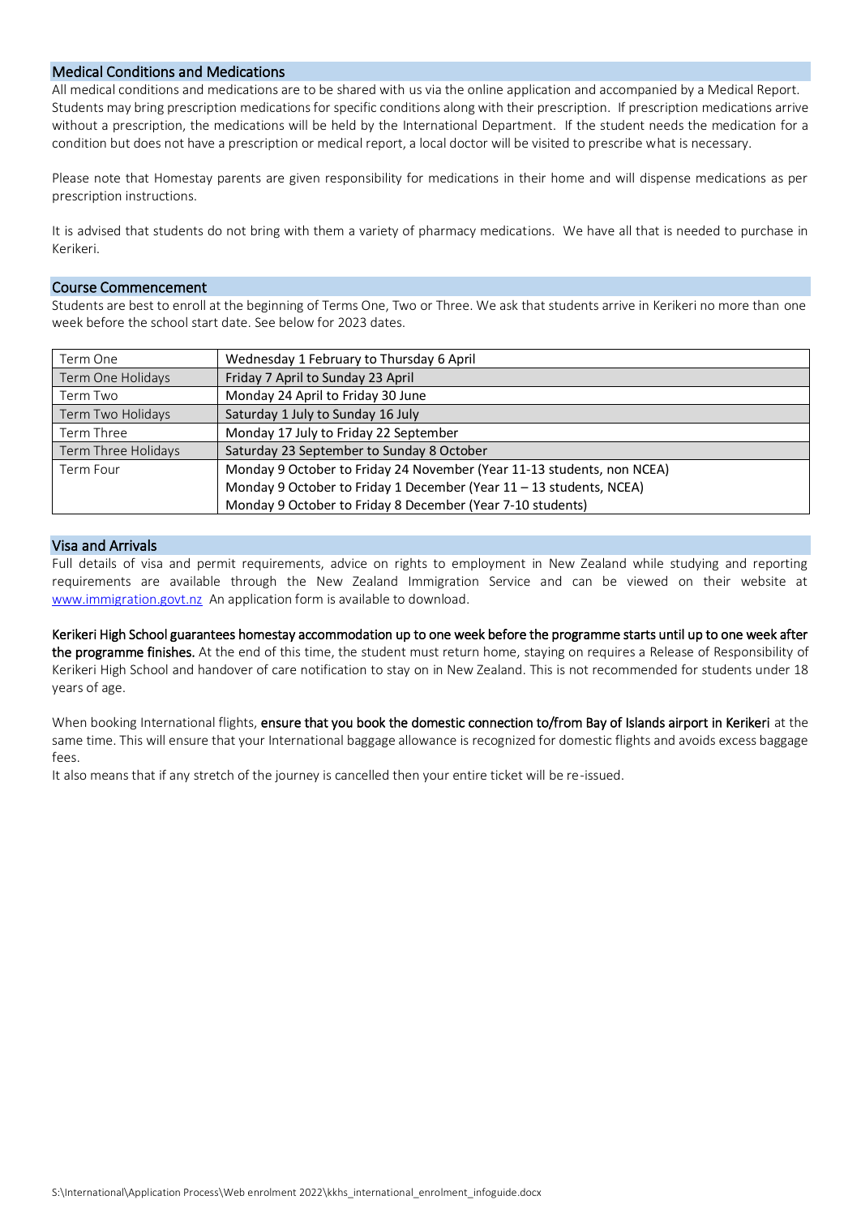## Medical Conditions and Medications

All medical conditions and medications are to be shared with us via the online application and accompanied by a Medical Report. Students may bring prescription medications for specific conditions along with their prescription. If prescription medications arrive without a prescription, the medications will be held by the International Department. If the student needs the medication for a condition but does not have a prescription or medical report, a local doctor will be visited to prescribe what is necessary.

Please note that Homestay parents are given responsibility for medications in their home and will dispense medications as per prescription instructions.

It is advised that students do not bring with them a variety of pharmacy medications. We have all that is needed to purchase in Kerikeri.

## Course Commencement

Students are best to enroll at the beginning of Terms One, Two or Three. We ask that students arrive in Kerikeri no more than one week before the school start date. See below for 2023 dates.

| Term One | Wednesday 1 February to Thursday 6 April |
|---|---|
| Term One Holidays | Friday 7 April to Sunday 23 April |
| Term Two | Monday 24 April to Friday 30 June |
| Term Two Holidays | Saturday 1 July to Sunday 16 July |
| Term Three | Monday 17 July to Friday 22 September |
| Term Three Holidays | Saturday 23 September to Sunday 8 October |
| Term Four | Monday 9 October to Friday 24 November (Year 11-13 students, non NCEA)<br>Monday 9 October to Friday 1 December (Year 11 – 13 students, NCEA)<br>Monday 9 October to Friday 8 December (Year 7-10 students) |

## Visa and Arrivals

Full details of visa and permit requirements, advice on rights to employment in New Zealand while studying and reporting requirements are available through the New Zealand Immigration Service and can be viewed on their website at www.immigration.govt.nz An application form is available to download.

**Kerikeri High School guarantees homestay accommodation up to one week before the programme starts until up to one week after the programme finishes.** At the end of this time, the student must return home, staying on requires a Release of Responsibility of Kerikeri High School and handover of care notification to stay on in New Zealand. This is not recommended for students under 18 years of age.

When booking International flights, **ensure that you book the domestic connection to/from Bay of Islands airport in Kerikeri** at the same time. This will ensure that your International baggage allowance is recognized for domestic flights and avoids excess baggage fees.

It also means that if any stretch of the journey is cancelled then your entire ticket will be re-issued.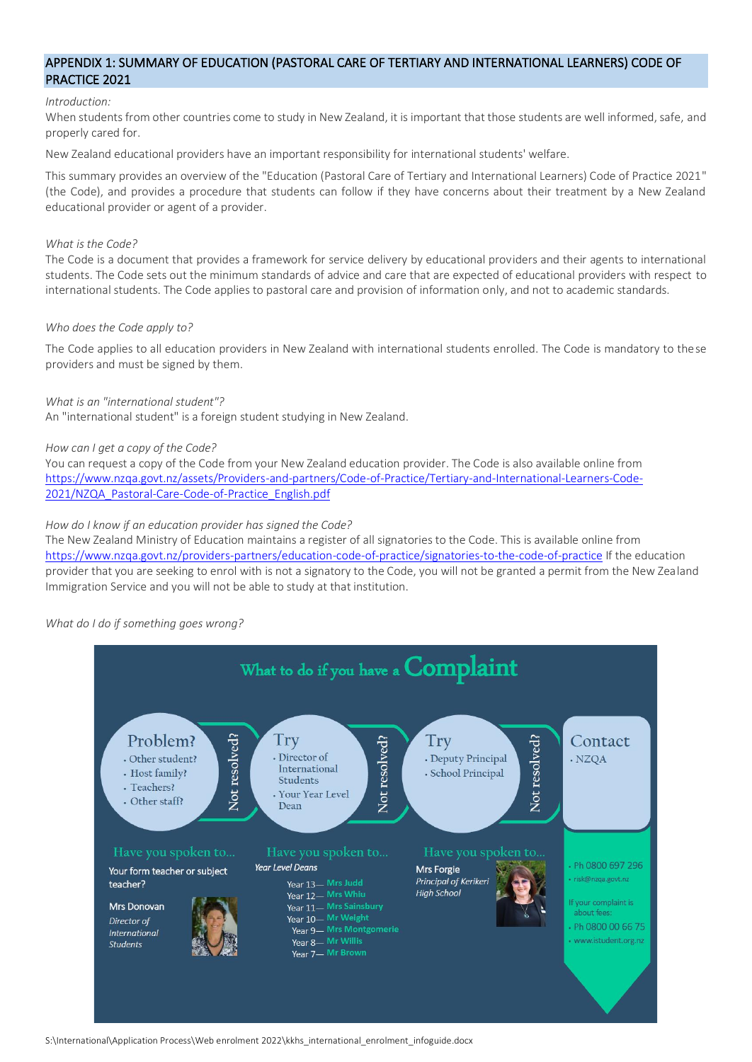## APPENDIX 1: SUMMARY OF EDUCATION (PASTORAL CARE OF TERTIARY AND INTERNATIONAL LEARNERS) CODE OF PRACTICE 2021

*Introduction:*

When students from other countries come to study in New Zealand, it is important that those students are well informed, safe, and properly cared for.

New Zealand educational providers have an important responsibility for international students' welfare.

This summary provides an overview of the "Education (Pastoral Care of Tertiary and International Learners) Code of Practice 2021" (the Code), and provides a procedure that students can follow if they have concerns about their treatment by a New Zealand educational provider or agent of a provider.

*What is the Code?*

The Code is a document that provides a framework for service delivery by educational providers and their agents to international students. The Code sets out the minimum standards of advice and care that are expected of educational providers with respect to international students. The Code applies to pastoral care and provision of information only, and not to academic standards.

*Who does the Code apply to?*

The Code applies to all education providers in New Zealand with international students enrolled. The Code is mandatory to these providers and must be signed by them.

*What is an "international student"?*

An "international student" is a foreign student studying in New Zealand.

*How can I get a copy of the Code?*

You can request a copy of the Code from your New Zealand education provider. The Code is also available online from https://www.nzqa.govt.nz/assets/Providers-and-partners/Code-of-Practice/Tertiary-and-International-Learners-Code-2021/NZQA_Pastoral-Care-Code-of-Practice_English.pdf

*How do I know if an education provider has signed the Code?*

The New Zealand Ministry of Education maintains a register of all signatories to the Code. This is available online from https://www.nzqa.govt.nz/providers-partners/education-code-of-practice/signatories-to-the-code-of-practice If the education provider that you are seeking to enrol with is not a signatory to the Code, you will not be granted a permit from the New Zealand Immigration Service and you will not be able to study at that institution.

*What do I do if something goes wrong?*

### What to do if you have a Complaint

**Problem?**
- Other student?
- Host family?
- Teachers?
- Other staff?

Have you spoken to...

Your form teacher or subject teacher?

Mrs Donovan
*Director of International Students*

*Not resolved?*

**Try**
- Director of International Students
- Your Year Level Dean

Have you spoken to...

*Year Level Deans*

- Year 13 — Mrs Judd
- Year 12 — Mrs Whiu
- Year 11 — Mrs Sainsbury
- Year 10 — Mr Weight
- Year 9 — Mrs Montgomerie
- Year 8 — Mr Willis
- Year 7 — Mr Brown

*Not resolved?*

**Try**
- Deputy Principal
- School Principal

Have you spoken to...

Mrs Forgie
*Principal of Kerikeri High School*

*Not resolved?*

**Contact**
- NZQA

- Ph 0800 697 296
- risk@nzqa.govt.nz

If your complaint is about fees:

- Ph 0800 00 66 75
- www.istudent.org.nz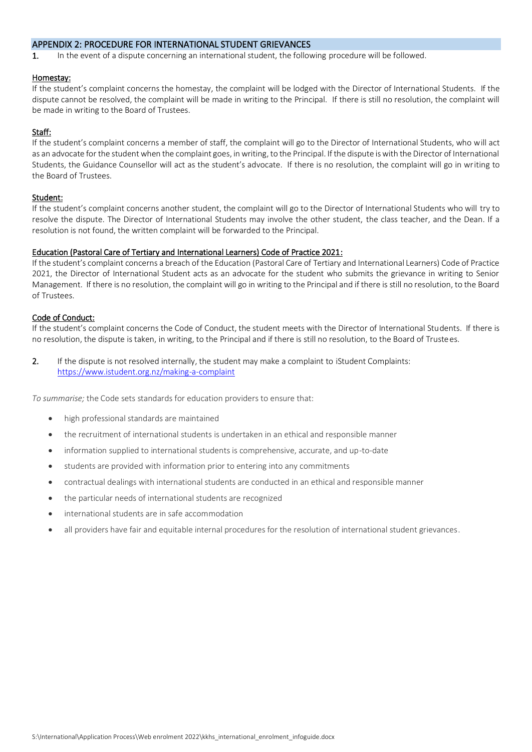## APPENDIX 2: PROCEDURE FOR INTERNATIONAL STUDENT GRIEVANCES

**1.** In the event of a dispute concerning an international student, the following procedure will be followed.

**Homestay:**

If the student's complaint concerns the homestay, the complaint will be lodged with the Director of International Students. If the dispute cannot be resolved, the complaint will be made in writing to the Principal. If there is still no resolution, the complaint will be made in writing to the Board of Trustees.

**Staff:**

If the student's complaint concerns a member of staff, the complaint will go to the Director of International Students, who will act as an advocate for the student when the complaint goes, in writing, to the Principal. If the dispute is with the Director of International Students, the Guidance Counsellor will act as the student's advocate. If there is no resolution, the complaint will go in writing to the Board of Trustees.

**Student:**

If the student's complaint concerns another student, the complaint will go to the Director of International Students who will try to resolve the dispute. The Director of International Students may involve the other student, the class teacher, and the Dean. If a resolution is not found, the written complaint will be forwarded to the Principal.

**Education (Pastoral Care of Tertiary and International Learners) Code of Practice 2021:**

If the student's complaint concerns a breach of the Education (Pastoral Care of Tertiary and International Learners) Code of Practice 2021, the Director of International Student acts as an advocate for the student who submits the grievance in writing to Senior Management. If there is no resolution, the complaint will go in writing to the Principal and if there is still no resolution, to the Board of Trustees.

**Code of Conduct:**

If the student's complaint concerns the Code of Conduct, the student meets with the Director of International Students. If there is no resolution, the dispute is taken, in writing, to the Principal and if there is still no resolution, to the Board of Trustees.

**2.** If the dispute is not resolved internally, the student may make a complaint to iStudent Complaints: https://www.istudent.org.nz/making-a-complaint

*To summarise;* the Code sets standards for education providers to ensure that:

- high professional standards are maintained
- the recruitment of international students is undertaken in an ethical and responsible manner
- information supplied to international students is comprehensive, accurate, and up-to-date
- students are provided with information prior to entering into any commitments
- contractual dealings with international students are conducted in an ethical and responsible manner
- the particular needs of international students are recognized
- international students are in safe accommodation
- all providers have fair and equitable internal procedures for the resolution of international student grievances.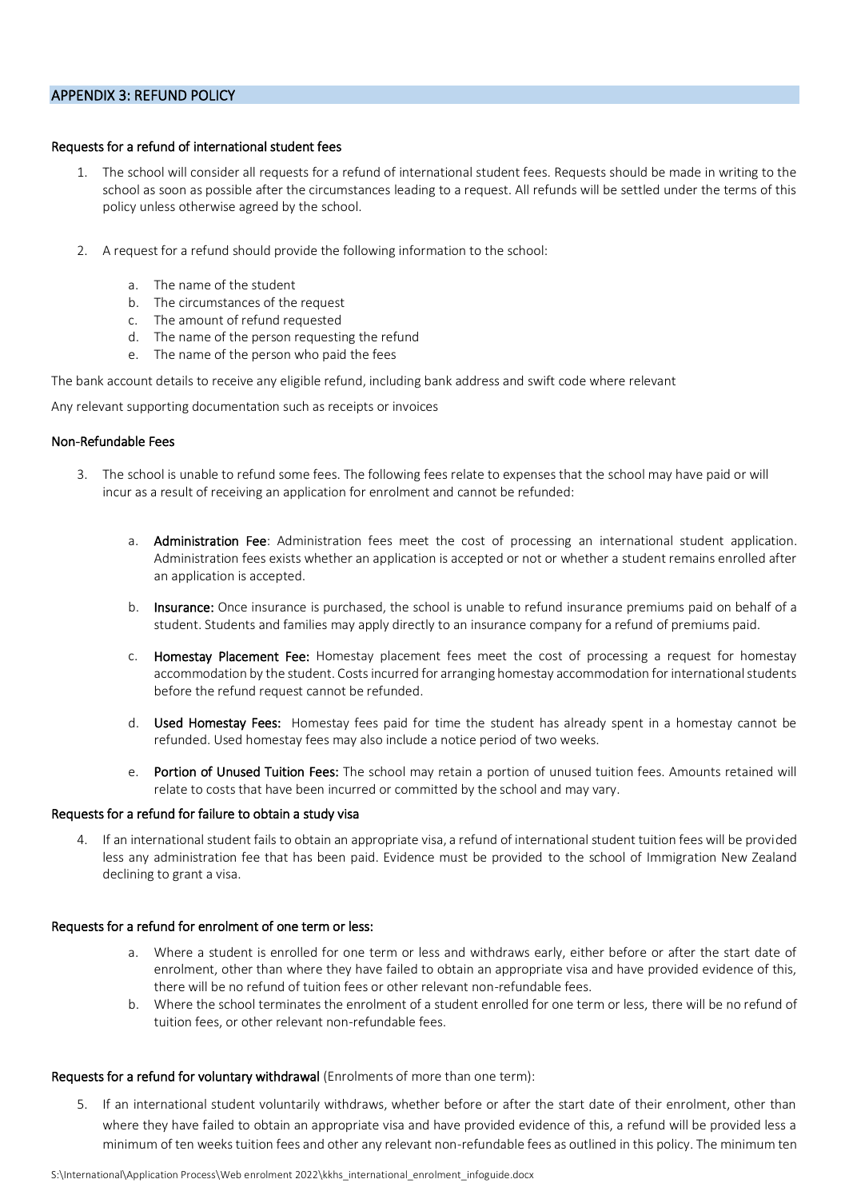## APPENDIX 3: REFUND POLICY

### Requests for a refund of international student fees

1. The school will consider all requests for a refund of international student fees. Requests should be made in writing to the school as soon as possible after the circumstances leading to a request. All refunds will be settled under the terms of this policy unless otherwise agreed by the school.

2. A request for a refund should provide the following information to the school:

    a. The name of the student
    b. The circumstances of the request
    c. The amount of refund requested
    d. The name of the person requesting the refund
    e. The name of the person who paid the fees

The bank account details to receive any eligible refund, including bank address and swift code where relevant

Any relevant supporting documentation such as receipts or invoices

### Non-Refundable Fees

3. The school is unable to refund some fees. The following fees relate to expenses that the school may have paid or will incur as a result of receiving an application for enrolment and cannot be refunded:

    a. **Administration Fee**: Administration fees meet the cost of processing an international student application. Administration fees exists whether an application is accepted or not or whether a student remains enrolled after an application is accepted.

    b. **Insurance:** Once insurance is purchased, the school is unable to refund insurance premiums paid on behalf of a student. Students and families may apply directly to an insurance company for a refund of premiums paid.

    c. **Homestay Placement Fee:** Homestay placement fees meet the cost of processing a request for homestay accommodation by the student. Costs incurred for arranging homestay accommodation for international students before the refund request cannot be refunded.

    d. **Used Homestay Fees:** Homestay fees paid for time the student has already spent in a homestay cannot be refunded. Used homestay fees may also include a notice period of two weeks.

    e. **Portion of Unused Tuition Fees:** The school may retain a portion of unused tuition fees. Amounts retained will relate to costs that have been incurred or committed by the school and may vary.

### Requests for a refund for failure to obtain a study visa

4. If an international student fails to obtain an appropriate visa, a refund of international student tuition fees will be provided less any administration fee that has been paid. Evidence must be provided to the school of Immigration New Zealand declining to grant a visa.

### Requests for a refund for enrolment of one term or less:

a. Where a student is enrolled for one term or less and withdraws early, either before or after the start date of enrolment, other than where they have failed to obtain an appropriate visa and have provided evidence of this, there will be no refund of tuition fees or other relevant non-refundable fees.
b. Where the school terminates the enrolment of a student enrolled for one term or less, there will be no refund of tuition fees, or other relevant non-refundable fees.

### Requests for a refund for voluntary withdrawal (Enrolments of more than one term):

5. If an international student voluntarily withdraws, whether before or after the start date of their enrolment, other than where they have failed to obtain an appropriate visa and have provided evidence of this, a refund will be provided less a minimum of ten weeks tuition fees and other any relevant non-refundable fees as outlined in this policy. The minimum ten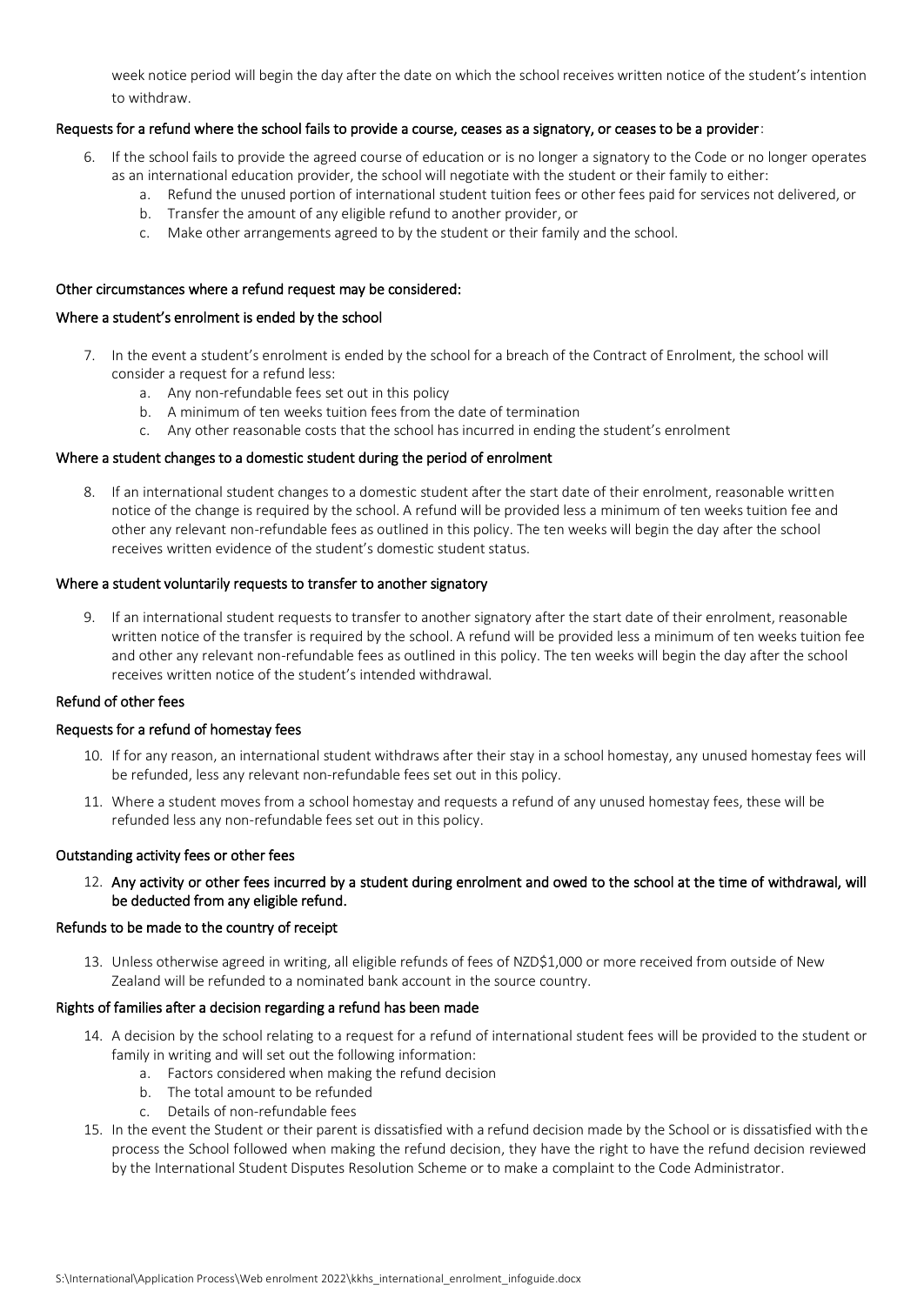week notice period will begin the day after the date on which the school receives written notice of the student's intention to withdraw.

### Requests for a refund where the school fails to provide a course, ceases as a signatory, or ceases to be a provider:

6. If the school fails to provide the agreed course of education or is no longer a signatory to the Code or no longer operates as an international education provider, the school will negotiate with the student or their family to either:
   a. Refund the unused portion of international student tuition fees or other fees paid for services not delivered, or
   b. Transfer the amount of any eligible refund to another provider, or
   c. Make other arrangements agreed to by the student or their family and the school.

### Other circumstances where a refund request may be considered:

### Where a student's enrolment is ended by the school

7. In the event a student's enrolment is ended by the school for a breach of the Contract of Enrolment, the school will consider a request for a refund less:
   a. Any non-refundable fees set out in this policy
   b. A minimum of ten weeks tuition fees from the date of termination
   c. Any other reasonable costs that the school has incurred in ending the student's enrolment

### Where a student changes to a domestic student during the period of enrolment

8. If an international student changes to a domestic student after the start date of their enrolment, reasonable written notice of the change is required by the school. A refund will be provided less a minimum of ten weeks tuition fee and other any relevant non-refundable fees as outlined in this policy. The ten weeks will begin the day after the school receives written evidence of the student's domestic student status.

### Where a student voluntarily requests to transfer to another signatory

9. If an international student requests to transfer to another signatory after the start date of their enrolment, reasonable written notice of the transfer is required by the school. A refund will be provided less a minimum of ten weeks tuition fee and other any relevant non-refundable fees as outlined in this policy. The ten weeks will begin the day after the school receives written notice of the student's intended withdrawal.

### Refund of other fees

### Requests for a refund of homestay fees

10. If for any reason, an international student withdraws after their stay in a school homestay, any unused homestay fees will be refunded, less any relevant non-refundable fees set out in this policy.
11. Where a student moves from a school homestay and requests a refund of any unused homestay fees, these will be refunded less any non-refundable fees set out in this policy.

### Outstanding activity fees or other fees

12. **Any activity or other fees incurred by a student during enrolment and owed to the school at the time of withdrawal, will be deducted from any eligible refund.**

### Refunds to be made to the country of receipt

13. Unless otherwise agreed in writing, all eligible refunds of fees of NZD$1,000 or more received from outside of New Zealand will be refunded to a nominated bank account in the source country.

### Rights of families after a decision regarding a refund has been made

14. A decision by the school relating to a request for a refund of international student fees will be provided to the student or family in writing and will set out the following information:
   a. Factors considered when making the refund decision
   b. The total amount to be refunded
   c. Details of non-refundable fees
15. In the event the Student or their parent is dissatisfied with a refund decision made by the School or is dissatisfied with the process the School followed when making the refund decision, they have the right to have the refund decision reviewed by the International Student Disputes Resolution Scheme or to make a complaint to the Code Administrator.

S:\International\Application Process\Web enrolment 2022\kkhs_international_enrolment_infoguide.docx